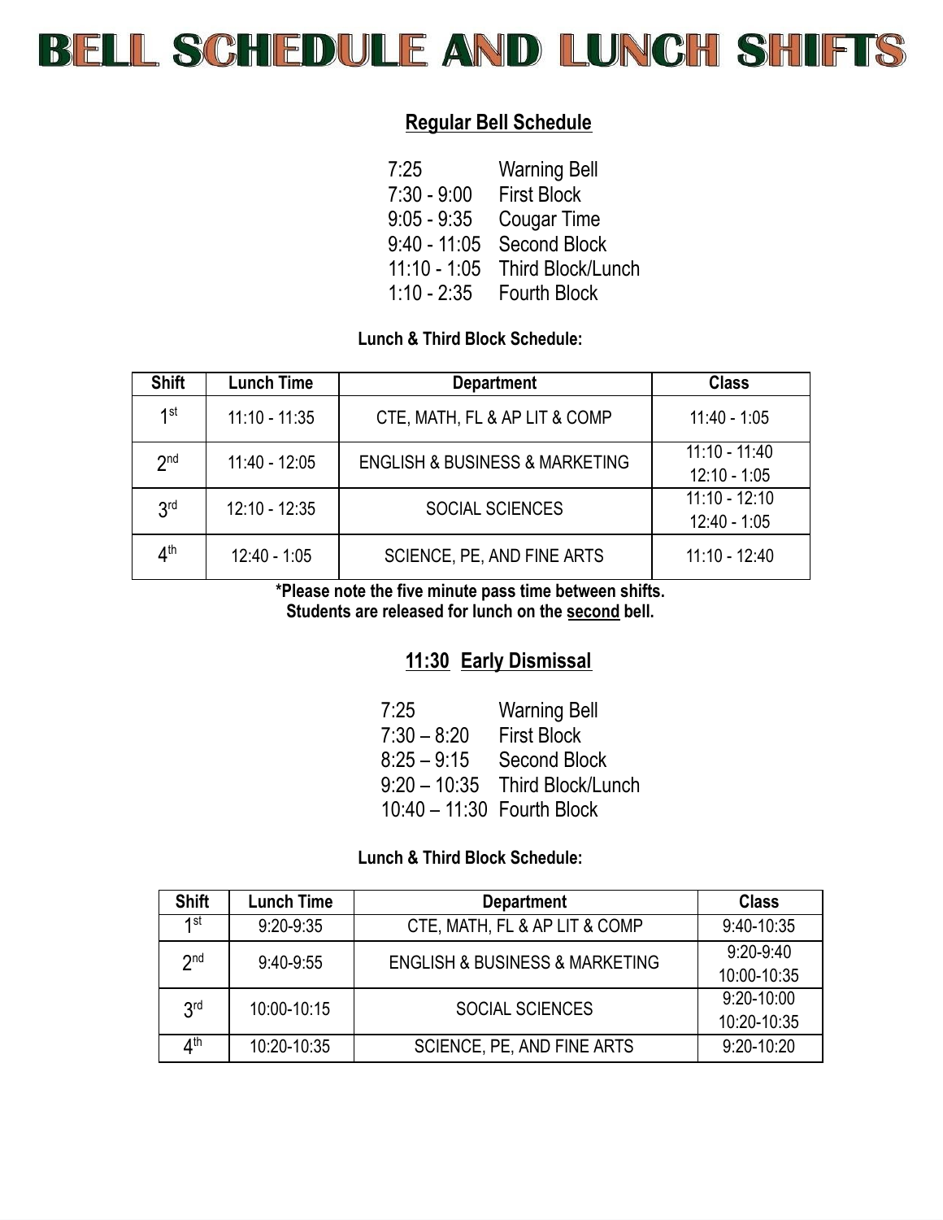# BELL SCHEDULE AND LUNCH SHIFTS

## Regular Bell Schedule

| | |
|---|---|
| 7:25 | Warning Bell |
| 7:30 - 9:00 | First Block |
| 9:05 - 9:35 | Cougar Time |
| 9:40 - 11:05 | Second Block |
| 11:10 - 1:05 | Third Block/Lunch |
| 1:10 - 2:35 | Fourth Block |

**Lunch & Third Block Schedule:**

| Shift | Lunch Time | Department | Class |
|---|---|---|---|
| 1st | 11:10 - 11:35 | CTE, MATH, FL & AP LIT & COMP | 11:40 - 1:05 |
| 2nd | 11:40 - 12:05 | ENGLISH & BUSINESS & MARKETING | 11:10 - 11:40<br>12:10 - 1:05 |
| 3rd | 12:10 - 12:35 | SOCIAL SCIENCES | 11:10 - 12:10<br>12:40 - 1:05 |
| 4th | 12:40 - 1:05 | SCIENCE, PE, AND FINE ARTS | 11:10 - 12:40 |

**\*Please note the five minute pass time between shifts.**
**Students are released for lunch on the second bell.**

## 11:30 Early Dismissal

| | |
|---|---|
| 7:25 | Warning Bell |
| 7:30 – 8:20 | First Block |
| 8:25 – 9:15 | Second Block |
| 9:20 – 10:35 | Third Block/Lunch |
| 10:40 – 11:30 | Fourth Block |

**Lunch & Third Block Schedule:**

| Shift | Lunch Time | Department | Class |
|---|---|---|---|
| 1st | 9:20-9:35 | CTE, MATH, FL & AP LIT & COMP | 9:40-10:35 |
| 2nd | 9:40-9:55 | ENGLISH & BUSINESS & MARKETING | 9:20-9:40<br>10:00-10:35 |
| 3rd | 10:00-10:15 | SOCIAL SCIENCES | 9:20-10:00<br>10:20-10:35 |
| 4th | 10:20-10:35 | SCIENCE, PE, AND FINE ARTS | 9:20-10:20 |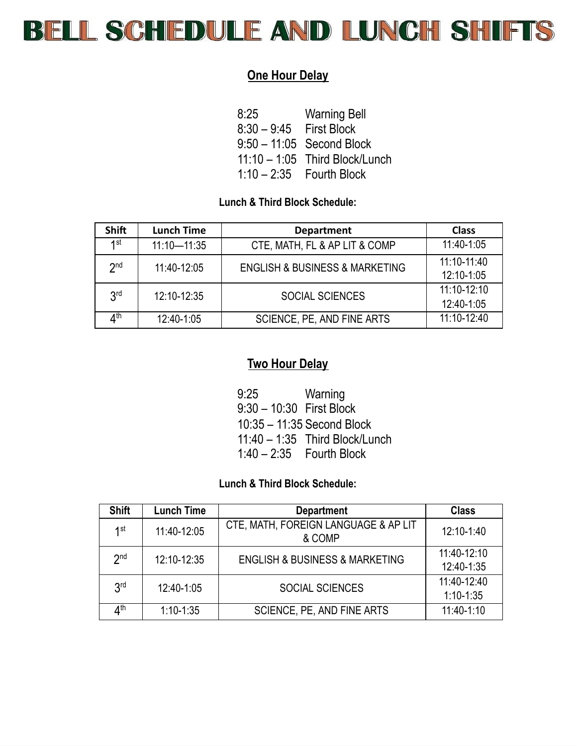# BELL SCHEDULE AND LUNCH SHIFTS

## One Hour Delay

8:25 Warning Bell
8:30 – 9:45 First Block
9:50 – 11:05 Second Block
11:10 – 1:05 Third Block/Lunch
1:10 – 2:35 Fourth Block

**Lunch & Third Block Schedule:**

| Shift | Lunch Time | Department | Class |
|---|---|---|---|
| 1st | 11:10—11:35 | CTE, MATH, FL & AP LIT & COMP | 11:40-1:05 |
| 2nd | 11:40-12:05 | ENGLISH & BUSINESS & MARKETING | 11:10-11:40<br>12:10-1:05 |
| 3rd | 12:10-12:35 | SOCIAL SCIENCES | 11:10-12:10<br>12:40-1:05 |
| 4th | 12:40-1:05 | SCIENCE, PE, AND FINE ARTS | 11:10-12:40 |

## Two Hour Delay

9:25 Warning
9:30 – 10:30 First Block
10:35 – 11:35 Second Block
11:40 – 1:35 Third Block/Lunch
1:40 – 2:35 Fourth Block

**Lunch & Third Block Schedule:**

| Shift | Lunch Time | Department | Class |
|---|---|---|---|
| 1st | 11:40-12:05 | CTE, MATH, FOREIGN LANGUAGE & AP LIT & COMP | 12:10-1:40 |
| 2nd | 12:10-12:35 | ENGLISH & BUSINESS & MARKETING | 11:40-12:10<br>12:40-1:35 |
| 3rd | 12:40-1:05 | SOCIAL SCIENCES | 11:40-12:40<br>1:10-1:35 |
| 4th | 1:10-1:35 | SCIENCE, PE, AND FINE ARTS | 11:40-1:10 |